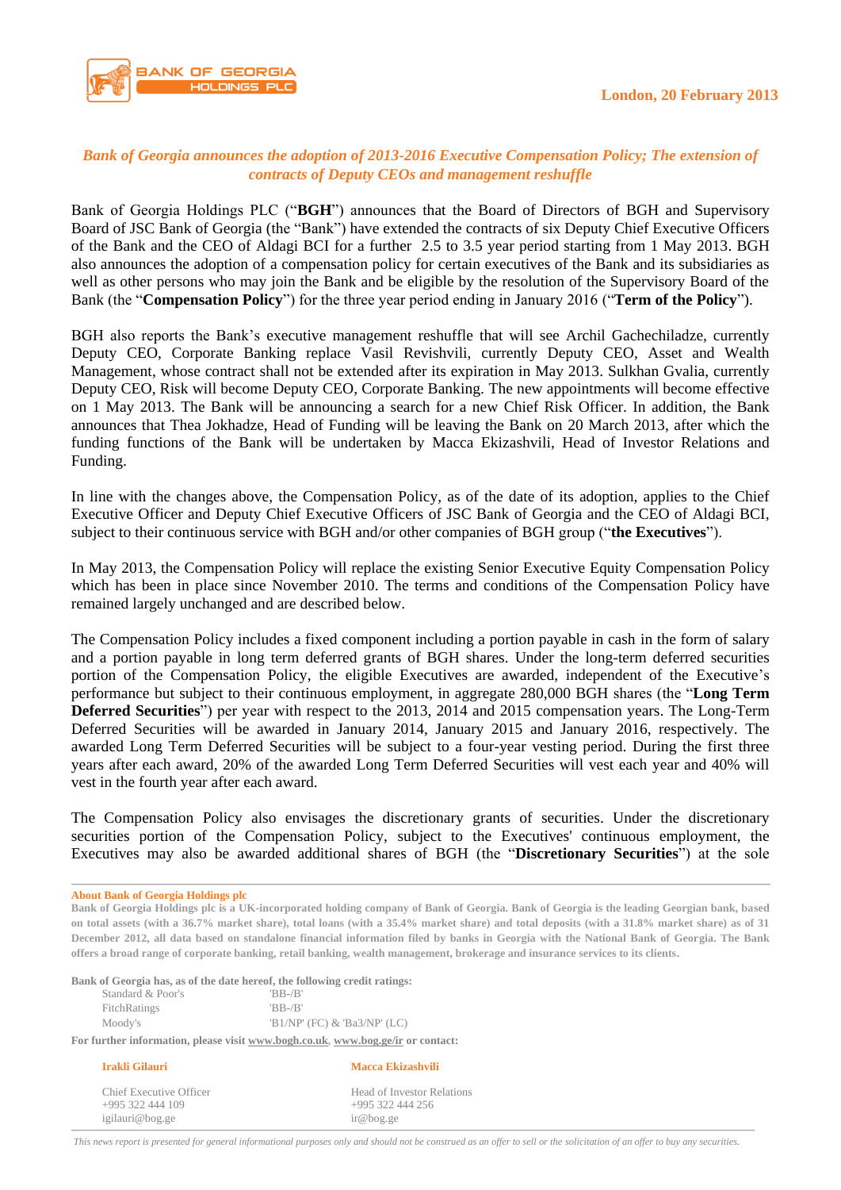London, 20 February 2013

## *Bank of Georgia announces the adoption of 2013-2016 Executive Compensation Policy; The extension of contracts of Deputy CEOs and management reshuffle*

Bank of Georgia Holdings PLC ("**BGH**") announces that the Board of Directors of BGH and Supervisory Board of JSC Bank of Georgia (the "Bank") have extended the contracts of six Deputy Chief Executive Officers of the Bank and the CEO of Aldagi BCI for a further 2.5 to 3.5 year period starting from 1 May 2013. BGH also announces the adoption of a compensation policy for certain executives of the Bank and its subsidiaries as well as other persons who may join the Bank and be eligible by the resolution of the Supervisory Board of the Bank (the "**Compensation Policy**") for the three year period ending in January 2016 ("**Term of the Policy**").

BGH also reports the Bank's executive management reshuffle that will see Archil Gachechiladze, currently Deputy CEO, Corporate Banking replace Vasil Revishvili, currently Deputy CEO, Asset and Wealth Management, whose contract shall not be extended after its expiration in May 2013. Sulkhan Gvalia, currently Deputy CEO, Risk will become Deputy CEO, Corporate Banking. The new appointments will become effective on 1 May 2013. The Bank will be announcing a search for a new Chief Risk Officer. In addition, the Bank announces that Thea Jokhadze, Head of Funding will be leaving the Bank on 20 March 2013, after which the funding functions of the Bank will be undertaken by Macca Ekizashvili, Head of Investor Relations and Funding.

In line with the changes above, the Compensation Policy, as of the date of its adoption, applies to the Chief Executive Officer and Deputy Chief Executive Officers of JSC Bank of Georgia and the CEO of Aldagi BCI, subject to their continuous service with BGH and/or other companies of BGH group ("**the Executives**").

In May 2013, the Compensation Policy will replace the existing Senior Executive Equity Compensation Policy which has been in place since November 2010. The terms and conditions of the Compensation Policy have remained largely unchanged and are described below.

The Compensation Policy includes a fixed component including a portion payable in cash in the form of salary and a portion payable in long term deferred grants of BGH shares. Under the long-term deferred securities portion of the Compensation Policy, the eligible Executives are awarded, independent of the Executive's performance but subject to their continuous employment, in aggregate 280,000 BGH shares (the "**Long Term Deferred Securities**") per year with respect to the 2013, 2014 and 2015 compensation years. The Long-Term Deferred Securities will be awarded in January 2014, January 2015 and January 2016, respectively. The awarded Long Term Deferred Securities will be subject to a four-year vesting period. During the first three years after each award, 20% of the awarded Long Term Deferred Securities will vest each year and 40% will vest in the fourth year after each award.

The Compensation Policy also envisages the discretionary grants of securities. Under the discretionary securities portion of the Compensation Policy, subject to the Executives' continuous employment, the Executives may also be awarded additional shares of BGH (the "**Discretionary Securities**") at the sole

---

**About Bank of Georgia Holdings plc**

**Bank of Georgia Holdings plc is a UK-incorporated holding company of Bank of Georgia. Bank of Georgia is the leading Georgian bank, based on total assets (with a 36.7% market share), total loans (with a 35.4% market share) and total deposits (with a 31.8% market share) as of 31 December 2012, all data based on standalone financial information filed by banks in Georgia with the National Bank of Georgia. The Bank offers a broad range of corporate banking, retail banking, wealth management, brokerage and insurance services to its clients.**

**Bank of Georgia has, as of the date hereof, the following credit ratings:**

| | |
|---|---|
| Standard & Poor's | 'BB-/B' |
| FitchRatings | 'BB-/B' |
| Moody's | 'B1/NP' (FC) & 'Ba3/NP' (LC) |

**For further information, please visit www.bogh.co.uk, www.bog.ge/ir or contact:**

| **Irakli Gilauri** | **Macca Ekizashvili** |
|---|---|
| Chief Executive Officer | Head of Investor Relations |
| +995 322 444 109 | +995 322 444 256 |
| igilauri@bog.ge | ir@bog.ge |

*This news report is presented for general informational purposes only and should not be construed as an offer to sell or the solicitation of an offer to buy any securities.*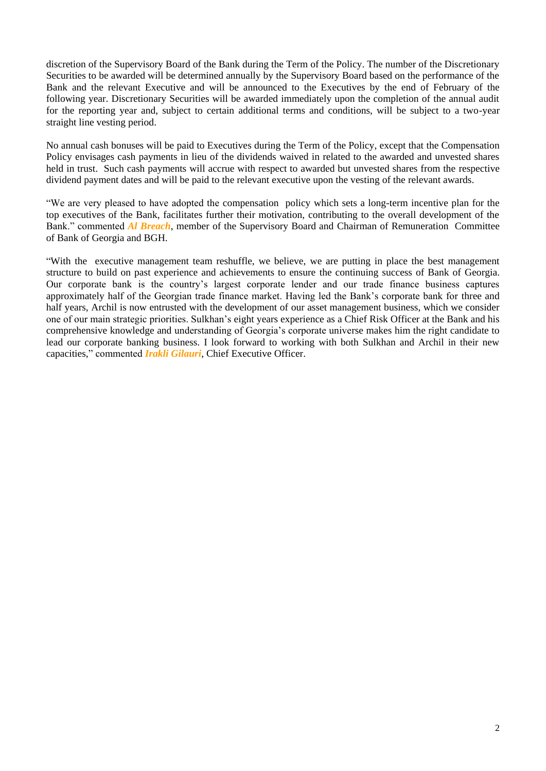discretion of the Supervisory Board of the Bank during the Term of the Policy. The number of the Discretionary Securities to be awarded will be determined annually by the Supervisory Board based on the performance of the Bank and the relevant Executive and will be announced to the Executives by the end of February of the following year. Discretionary Securities will be awarded immediately upon the completion of the annual audit for the reporting year and, subject to certain additional terms and conditions, will be subject to a two-year straight line vesting period.

No annual cash bonuses will be paid to Executives during the Term of the Policy, except that the Compensation Policy envisages cash payments in lieu of the dividends waived in related to the awarded and unvested shares held in trust. Such cash payments will accrue with respect to awarded but unvested shares from the respective dividend payment dates and will be paid to the relevant executive upon the vesting of the relevant awards.

"We are very pleased to have adopted the compensation policy which sets a long-term incentive plan for the top executives of the Bank, facilitates further their motivation, contributing to the overall development of the Bank." commented ***Al Breach***, member of the Supervisory Board and Chairman of Remuneration Committee of Bank of Georgia and BGH.

"With the executive management team reshuffle, we believe, we are putting in place the best management structure to build on past experience and achievements to ensure the continuing success of Bank of Georgia. Our corporate bank is the country's largest corporate lender and our trade finance business captures approximately half of the Georgian trade finance market. Having led the Bank's corporate bank for three and half years, Archil is now entrusted with the development of our asset management business, which we consider one of our main strategic priorities. Sulkhan's eight years experience as a Chief Risk Officer at the Bank and his comprehensive knowledge and understanding of Georgia's corporate universe makes him the right candidate to lead our corporate banking business. I look forward to working with both Sulkhan and Archil in their new capacities," commented ***Irakli Gilauri***, Chief Executive Officer.